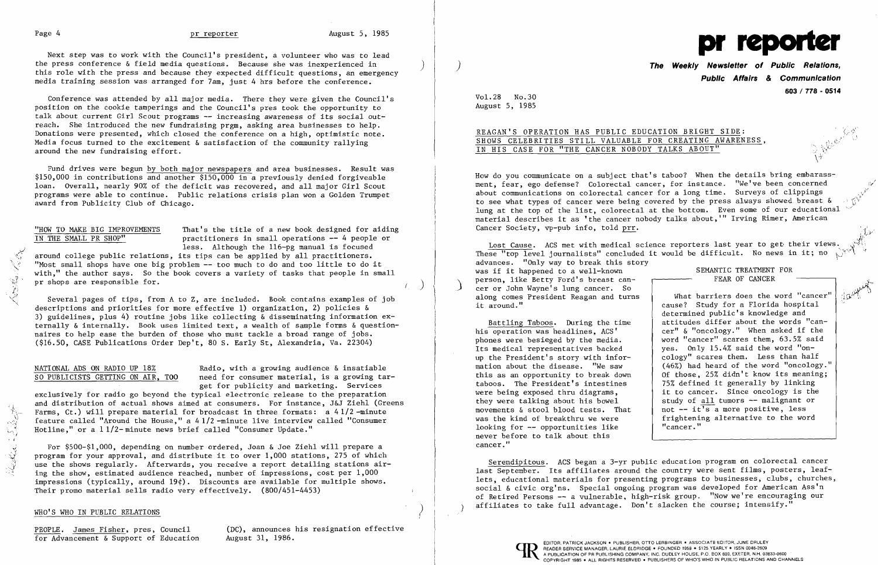Next step was to work with the Council's president, a volunteer who was to lead the press conference & field media questions. Because she was inexperienced in this role with the press and because they expected difficult questions, an emergency media training session was arranged for 7am, just 4 hrs before the conference.

Conference was attended by all major media. There they were given the Council's position on the cookie tamperings and the Council's pres took the opportunity to talk about current Girl Scout programs -- increasing awareness of its social outreach. She introduced the new fundraising prgm, asking area businesses to help. Donations were presented, which closed the conference on a high, optimistic note. Media focus turned to the excitement & satisfaction of the community rallying around the new fundraising effort.

Fund drives were begun by both major newspapers and area businesses. Result was $150,000 in contributions and another $150,000 in a previously denied forgiveable loan. Overall, nearly 90% of the deficit was recovered, and all major Girl Scout programs were able to continue. Public relations crisis plan won a Golden Trumpet award from Publicity Club of Chicago.

**"HOW TO MAKE BIG IMPROVEMENTS IN THE SMALL PR SHOP"** That's the title of a new book designed for aiding practitioners in small operations -- 4 people or less. Although the 116-pg manual is focused around college public relations, its tips can be applied by all practitioners. "Most small shops have one big problem -- too much to do and too little to do it with," the author says. So the book covers a variety of tasks that people in small pr shops are responsible for.

Several pages of tips, from A to Z, are included. Book contains examples of job descriptions and priorities for more effective 1) organization, 2) policies & 3) guidelines, plus 4) routine jobs like collecting & disseminating information externally & internally. Book uses limited text, a wealth of sample forms & questionnaires to help ease the burden of those who must tackle a broad range of jobs. ($16.50, CASE Publications Order Dep't, 80 S. Early St, Alexandria, Va. 22304)

**NATIONAL ADS ON RADIO UP 18% SO PUBLICISTS GETTING ON AIR, TOO** Radio, with a growing audience & insatiable need for consumer material, is a growing target for publicity and marketing. Services exclusively for radio go beyond the typical electronic release to the preparation and distribution of actual shows aimed at consumers. For instance, J&J Ziehl (Greens Farms, Ct.) will prepare material for broadcast in three formats: a 4 1/2 -minute feature called "Around the House," a 4 1/2 -minute live interview called "Consumer Hotline," or a 1 1/2- minute news brief called "Consumer Update."

For $500-$1,000, depending on number ordered, Joan & Joe Ziehl will prepare a program for your approval, and distribute it to over 1,000 stations, 275 of which use the shows regularly. Afterwards, you receive a report detailing stations airing the show, estimated audience reached, number of impressions, cost per 1,000 impressions (typically, around 19¢). Discounts are available for multiple shows. Their promo material sells radio very effectively. (800/451-4453)

## WHO'S WHO IN PUBLIC RELATIONS

PEOPLE. James Fisher, pres, Council for Advancement & Support of Education (DC), announces his resignation effective August 31, 1986.

# pr reporter

**The Weekly Newsletter of Public Relations, Public Affairs & Communication**

603 / 778 - 0514

Vol.28 No.30
August 5, 1985

## REAGAN'S OPERATION HAS PUBLIC EDUCATION BRIGHT SIDE: SHOWS CELEBRITIES STILL VALUABLE FOR CREATING AWARENESS, IN HIS CASE FOR "THE CANCER NOBODY TALKS ABOUT"

How do you communicate on a subject that's taboo? When the details bring embarassment, fear, ego defense? Colorectal cancer, for instance. "We've been concerned about communications on colorectal cancer for a long time. Surveys of clippings to see what types of cancer were being covered by the press always showed breast & lung at the top of the list, colorectal at the bottom. Even some of our educational material describes it as 'the cancer nobody talks about,'" Irving Rimer, American Cancer Society, vp-pub info, told prr.

Lost Cause. ACS met with medical science reporters last year to get their views. These "top level journalists" concluded it would be difficult. No news in it; no advances. "Only way to break this story was if it happened to a well-known person, like Betty Ford's breast cancer or John Wayne's lung cancer. So along comes President Reagan and turns it around."

Battling Taboos. During the time his operation was headlines, ACS' phones were besieged by the media. Its medical representatives backed up the President's story with information about the disease. "We saw this as an opportunity to break down taboos. The President's intestines were being exposed thru diagrams, they were talking about his bowel movements & stool blood tests. That was the kind of breakthru we were looking for -- opportunities like never before to talk about this cancer."

> **SEMANTIC TREATMENT FOR FEAR OF CANCER**
>
> What barriers does the word "cancer" cause? Study for a Florida hospital determined public's knowledge and attitudes differ about the words "cancer" & "oncology." When asked if the word "cancer" scares them, 63.5% said yes. Only 15.4% said the word "oncology" scares them. Less than half (46%) had heard of the word "oncology." Of those, 25% didn't know its meaning; 75% defined it generally by linking it to cancer. Since oncology is the study of all tumors -- malignant or not -- it's a more positive, less frightening alternative to the word "cancer."

Serendipitous. ACS began a 3-yr public education program on colorectal cancer last September. Its affiliates around the country were sent films, posters, leaflets, educational materials for presenting programs to businesses, clubs, churches, social & civic org'ns. Special ongoing program was developed for American Ass'n of Retired Persons -- a vulnerable, high-risk group. "Now we're encouraging our affiliates to take full advantage. Don't slacken the course; intensify."

EDITOR, PATRICK JACKSON • PUBLISHER, OTTO LERBINGER • ASSOCIATE EDITOR, JUNE DRULEY
READER SERVICE MANAGER, LAURIE ELDRIDGE • FOUNDED 1958 • $125 YEARLY • ISSN 0048-2609
A PUBLICATION OF PR PUBLISHING COMPANY, INC. DUDLEY HOUSE, P.O. BOX 600, EXETER, N.H. 03833-0600
COPYRIGHT 1985 • ALL RIGHTS RESERVED • PUBLISHERS OF WHO'S WHO IN PUBLIC RELATIONS AND CHANNELS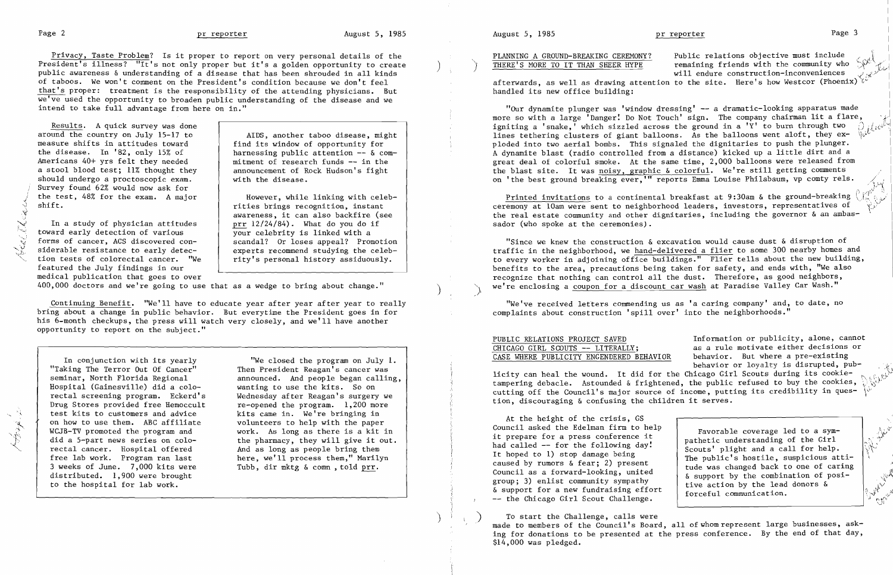Privacy, Taste Problem? Is it proper to report on very personal details of the President's illness? "It's not only proper but it's a golden opportunity to create public awareness & understanding of a disease that has been shrouded in all kinds of taboos. We won't comment on the President's condition because we don't feel that's proper: treatment is the responsibility of the attending physicians. But we've used the opportunity to broaden public understanding of the disease and we intend to take full advantage from here on in."

Results. A quick survey was done around the country on July 15-17 to measure shifts in attitudes toward the disease. In '82, only 15% of Americans 40+ yrs felt they needed a stool blood test; 11% thought they should undergo a proctoscopic exam. Survey found 62% would now ask for the test, 48% for the exam. A major shift.

In a study of physician attitudes toward early detection of various forms of cancer, ACS discovered considerable resistance to early detection tests of colorectal cancer. "We featured the July findings in our medical publication that goes to over 400,000 doctors and we're going to use that as a wedge to bring about change."

> AIDS, another taboo disease, might find its window of opportunity for harnessing public attention -- & commitment of research funds -- in the announcement of Rock Hudson's fight with the disease.
>
> However, while linking with celebrities brings recognition, instant awareness, it can also backfire (see prr 12/24/84). What do you do if your celebrity is linked with a scandal? Or loses appeal? Promotion experts recommend studying the celebrity's personal history assiduously.

Continuing Benefit. "We'll have to educate year after year after year to really bring about a change in public behavior. But everytime the President goes in for his 6-month checkups, the press will watch very closely, and we'll have another opportunity to report on the subject."

> In conjunction with its yearly "Taking The Terror Out Of Cancer" seminar, North Florida Regional Hospital (Gainesville) did a colorectal screening program. Eckerd's Drug Stores provided free Hemoccult test kits to customers and advice on how to use them. ABC affiliate WCJB-TV promoted the program and did a 5-part news series on colorectal cancer. Hospital offered free lab work. Program ran last 3 weeks of June. 7,000 kits were distributed. 1,900 were brought to the hospital for lab work.
>
> "We closed the program on July 1. Then President Reagan's cancer was announced. And people began calling, wanting to use the kits. So on Wednesday after Reagan's surgery we re-opened the program. 1,200 more kits came in. We're bringing in volunteers to help with the paper work. As long as there is a kit in the pharmacy, they will give it out. And as long as people bring them here, we'll process them," Marilyn Tubb, dir mktg & comn, told prr.

PLANNING A GROUND-BREAKING CEREMONY? THERE'S MORE TO IT THAN SHEER HYPE

Public relations objective must include remaining friends with the community who will endure construction-inconveniences afterwards, as well as drawing attention to the site. Here's how Westcor (Phoenix) handled its new office building:

"Our dynamite plunger was 'window dressing' -- a dramatic-looking apparatus made more so with a large 'Danger! Do Not Touch' sign. The company chairman lit a flare, igniting a 'snake,' which sizzled across the ground in a 'Y' to burn through two lines tethering clusters of giant balloons. As the balloons went aloft, they exploded into two aerial bombs. This signaled the dignitaries to push the plunger. A dynamite blast (radio controlled from a distance) kicked up a little dirt and a great deal of colorful smoke. At the same time, 2,000 balloons were released from the blast site. It was noisy, graphic & colorful. We're still getting comments on 'the best ground breaking ever,'" reports Emma Louise Philabaum, vp comty rels.

Printed invitations to a continental breakfast at 9:30am & the ground-breaking ceremony at 10am were sent to neighborhood leaders, investors, representatives of the real estate community and other dignitaries, including the governor & an ambassador (who spoke at the ceremonies).

"Since we knew the construction & excavation would cause dust & disruption of traffic in the neighborhood, we hand-delivered a flier to some 300 nearby homes and to every worker in adjoining office buildings." Flier tells about the new building, benefits to the area, precautions being taken for safety, and ends with, "We also recognize that nothing can control all the dust. Therefore, as good neighbors, we're enclosing a coupon for a discount car wash at Paradise Valley Car Wash."

"We've received letters commending us as 'a caring company' and, to date, no complaints about construction 'spill over' into the neighborhoods."

PUBLIC RELATIONS PROJECT SAVED CHICAGO GIRL SCOUTS -- LITERALLY; CASE WHERE PUBLICITY ENGENDERED BEHAVIOR

Information or publicity, alone, cannot as a rule motivate either decisions or behavior. But where a pre-existing behavior or loyalty is disrupted, publicity can heal the wound. It did for the Chicago Girl Scouts during its cookie-tampering debacle. Astounded & frightened, the public refused to buy the cookies, cutting off the Council's major source of income, putting its credibility in question, discouraging & confusing the children it serves.

At the height of the crisis, GS Council asked the Edelman firm to help it prepare for a press conference it had called -- for the following day! It hoped to 1) stop damage being caused by rumors & fear; 2) present Council as a forward-looking, united group; 3) enlist community sympathy & support for a new fundraising effort -- the Chicago Girl Scout Challenge.

> Favorable coverage led to a sympathetic understanding of the Girl Scouts' plight and a call for help. The public's hostile, suspicious attitude was changed back to one of caring & support by the combination of positive action by the lead donors & forceful communication.

To start the Challenge, calls were made to members of the Council's Board, all of whom represent large businesses, asking for donations to be presented at the press conference. By the end of that day, $14,000 was pledged.